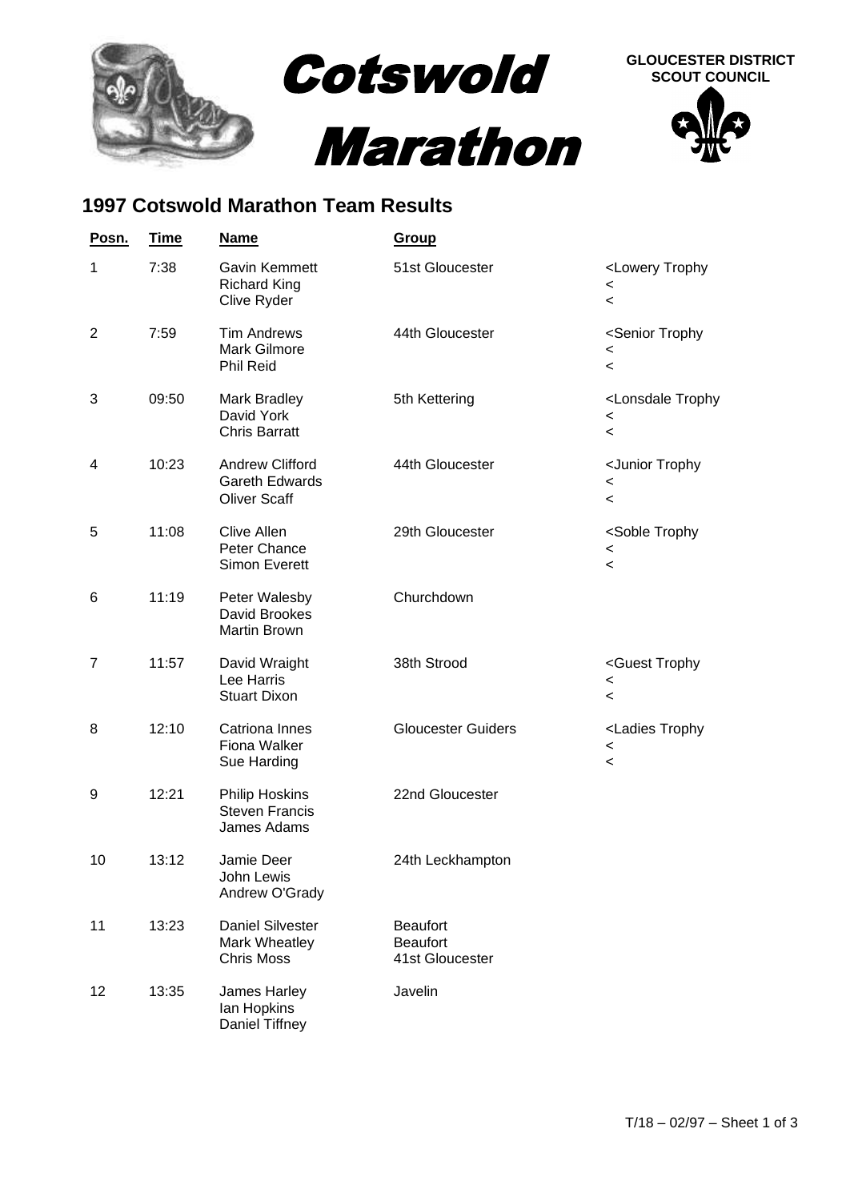# Cotswold Marathon

**GLOUCESTER DISTRICT SCOUT COUNCIL**

## 1997 Cotswold Marathon Team Results

| Posn. | Time | Name | Group | |
|---|---|---|---|---|
| 1 | 7:38 | Gavin Kemmett<br>Richard King<br>Clive Ryder | 51st Gloucester | <Lowery Trophy<br><<br>< |
| 2 | 7:59 | Tim Andrews<br>Mark Gilmore<br>Phil Reid | 44th Gloucester | <Senior Trophy<br><<br>< |
| 3 | 09:50 | Mark Bradley<br>David York<br>Chris Barratt | 5th Kettering | <Lonsdale Trophy<br><<br>< |
| 4 | 10:23 | Andrew Clifford<br>Gareth Edwards<br>Oliver Scaff | 44th Gloucester | <Junior Trophy<br><<br>< |
| 5 | 11:08 | Clive Allen<br>Peter Chance<br>Simon Everett | 29th Gloucester | <Soble Trophy<br><<br>< |
| 6 | 11:19 | Peter Walesby<br>David Brookes<br>Martin Brown | Churchdown | |
| 7 | 11:57 | David Wraight<br>Lee Harris<br>Stuart Dixon | 38th Strood | <Guest Trophy<br><<br>< |
| 8 | 12:10 | Catriona Innes<br>Fiona Walker<br>Sue Harding | Gloucester Guiders | <Ladies Trophy<br><<br>< |
| 9 | 12:21 | Philip Hoskins<br>Steven Francis<br>James Adams | 22nd Gloucester | |
| 10 | 13:12 | Jamie Deer<br>John Lewis<br>Andrew O'Grady | 24th Leckhampton | |
| 11 | 13:23 | Daniel Silvester<br>Mark Wheatley<br>Chris Moss | Beaufort<br>Beaufort<br>41st Gloucester | |
| 12 | 13:35 | James Harley<br>Ian Hopkins<br>Daniel Tiffney | Javelin | |

T/18 – 02/97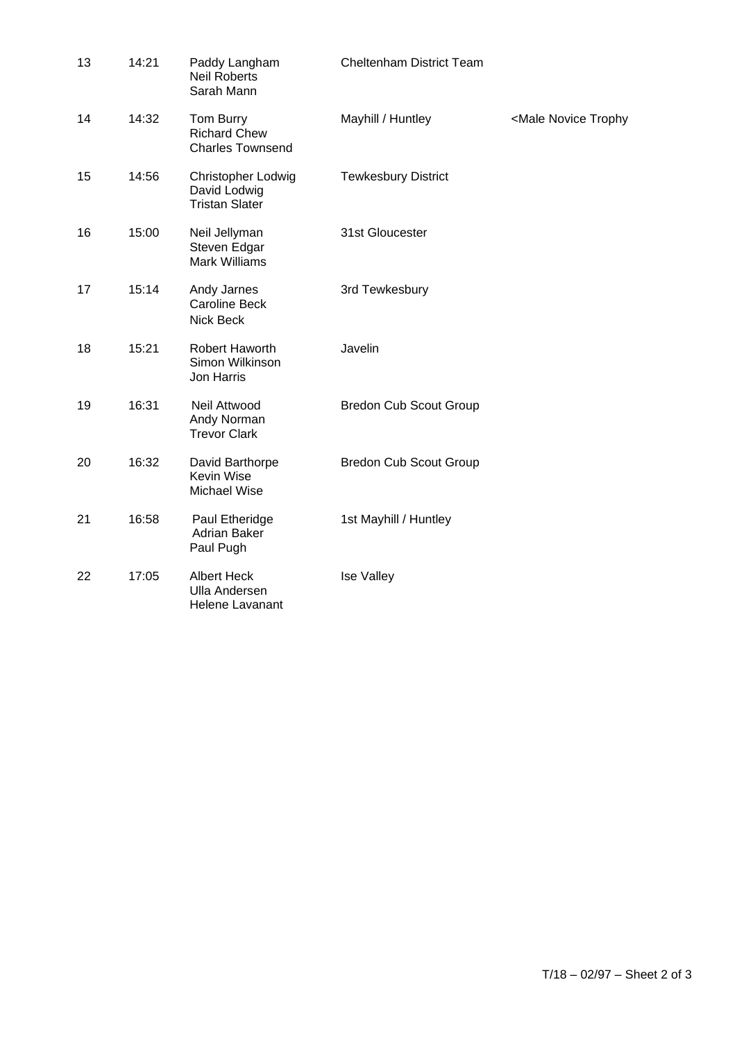| | | | | |
|---|---|---|---|---|
| 13 | 14:21 | Paddy Langham<br>Neil Roberts<br>Sarah Mann | Cheltenham District Team | |
| 14 | 14:32 | Tom Burry<br>Richard Chew<br>Charles Townsend | Mayhill / Huntley | <Male Novice Trophy |
| 15 | 14:56 | Christopher Lodwig<br>David Lodwig<br>Tristan Slater | Tewkesbury District | |
| 16 | 15:00 | Neil Jellyman<br>Steven Edgar<br>Mark Williams | 31st Gloucester | |
| 17 | 15:14 | Andy Jarnes<br>Caroline Beck<br>Nick Beck | 3rd Tewkesbury | |
| 18 | 15:21 | Robert Haworth<br>Simon Wilkinson<br>Jon Harris | Javelin | |
| 19 | 16:31 | Neil Attwood<br>Andy Norman<br>Trevor Clark | Bredon Cub Scout Group | |
| 20 | 16:32 | David Barthorpe<br>Kevin Wise<br>Michael Wise | Bredon Cub Scout Group | |
| 21 | 16:58 | Paul Etheridge<br>Adrian Baker<br>Paul Pugh | 1st Mayhill / Huntley | |
| 22 | 17:05 | Albert Heck<br>Ulla Andersen<br>Helene Lavanant | Ise Valley | |

T/18 – 02/97 – Sheet 2 of 3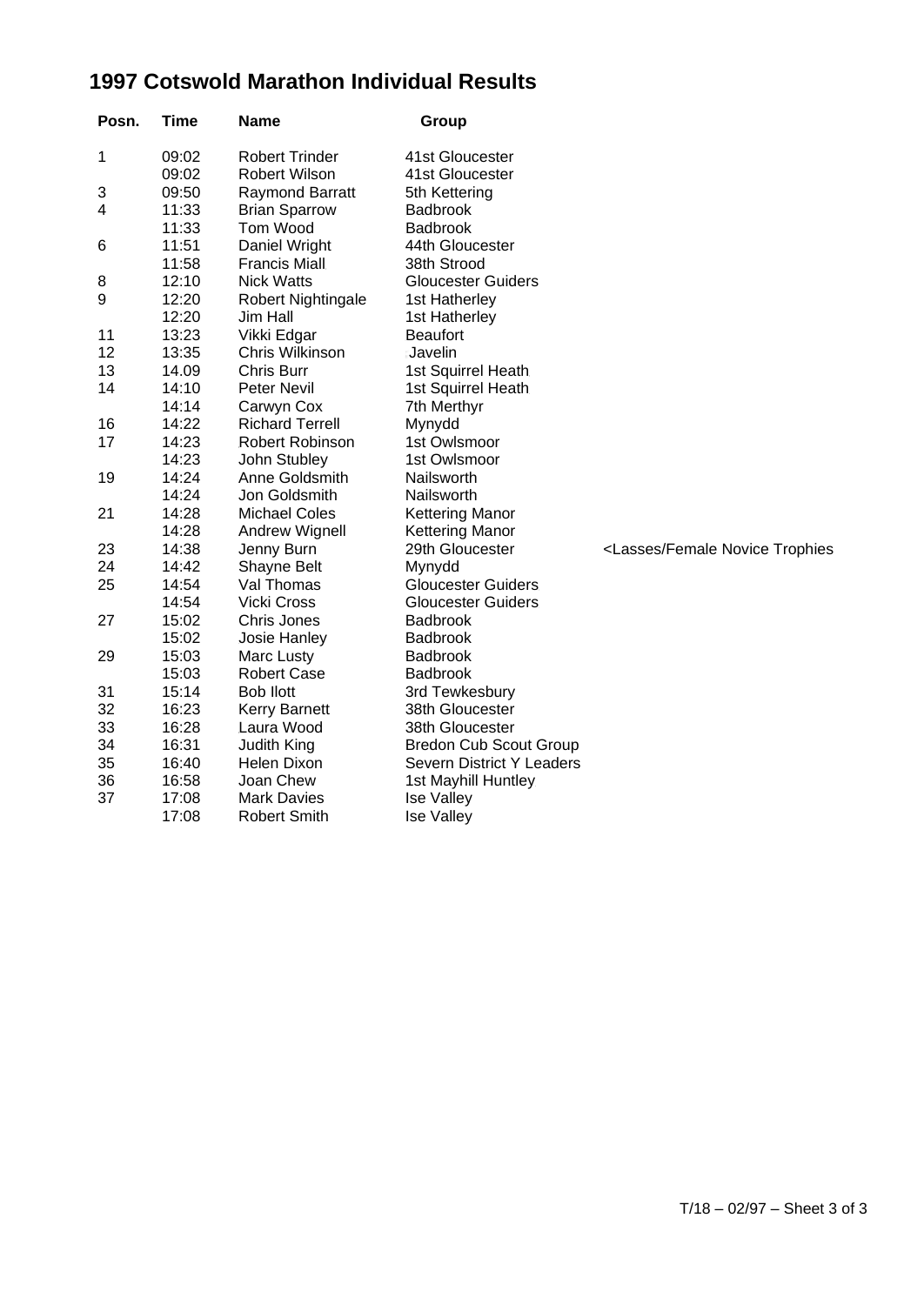# 1997 Cotswold Marathon Individual Results

| Posn. | Time | Name | Group | |
|---|---|---|---|---|
| 1 | 09:02 | Robert Trinder | 41st Gloucester | |
| | 09:02 | Robert Wilson | 41st Gloucester | |
| 3 | 09:50 | Raymond Barratt | 5th Kettering | |
| 4 | 11:33 | Brian Sparrow | Badbrook | |
| | 11:33 | Tom Wood | Badbrook | |
| 6 | 11:51 | Daniel Wright | 44th Gloucester | |
| | 11:58 | Francis Miall | 38th Strood | |
| 8 | 12:10 | Nick Watts | Gloucester Guiders | |
| 9 | 12:20 | Robert Nightingale | 1st Hatherley | |
| | 12:20 | Jim Hall | 1st Hatherley | |
| 11 | 13:23 | Vikki Edgar | Beaufort | |
| 12 | 13:35 | Chris Wilkinson | Javelin | |
| 13 | 14.09 | Chris Burr | 1st Squirrel Heath | |
| 14 | 14:10 | Peter Nevil | 1st Squirrel Heath | |
| | 14:14 | Carwyn Cox | 7th Merthyr | |
| 16 | 14:22 | Richard Terrell | Mynydd | |
| 17 | 14:23 | Robert Robinson | 1st Owlsmoor | |
| | 14:23 | John Stubley | 1st Owlsmoor | |
| 19 | 14:24 | Anne Goldsmith | Nailsworth | |
| | 14:24 | Jon Goldsmith | Nailsworth | |
| 21 | 14:28 | Michael Coles | Kettering Manor | |
| | 14:28 | Andrew Wignell | Kettering Manor | |
| 23 | 14:38 | Jenny Burn | 29th Gloucester | <Lasses/Female Novice Trophies |
| 24 | 14:42 | Shayne Belt | Mynydd | |
| 25 | 14:54 | Val Thomas | Gloucester Guiders | |
| | 14:54 | Vicki Cross | Gloucester Guiders | |
| 27 | 15:02 | Chris Jones | Badbrook | |
| | 15:02 | Josie Hanley | Badbrook | |
| 29 | 15:03 | Marc Lusty | Badbrook | |
| | 15:03 | Robert Case | Badbrook | |
| 31 | 15:14 | Bob Ilott | 3rd Tewkesbury | |
| 32 | 16:23 | Kerry Barnett | 38th Gloucester | |
| 33 | 16:28 | Laura Wood | 38th Gloucester | |
| 34 | 16:31 | Judith King | Bredon Cub Scout Group | |
| 35 | 16:40 | Helen Dixon | Severn District Y Leaders | |
| 36 | 16:58 | Joan Chew | 1st Mayhill Huntley | |
| 37 | 17:08 | Mark Davies | Ise Valley | |
| | 17:08 | Robert Smith | Ise Valley | |

T/18 – 02/97 – Sheet 3 of 3